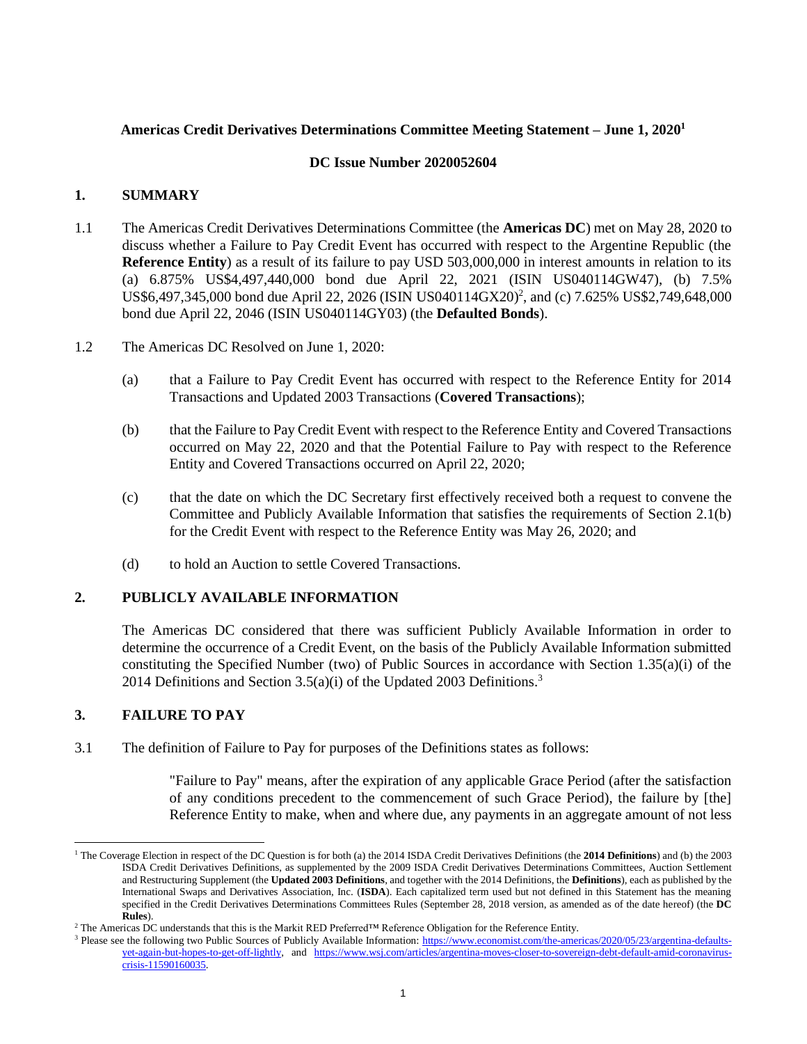**Americas Credit Derivatives Determinations Committee Meeting Statement – June 1, 2020**[1]

**DC Issue Number 2020052604**

## 1. SUMMARY

1.1 The Americas Credit Derivatives Determinations Committee (the **Americas DC**) met on May 28, 2020 to discuss whether a Failure to Pay Credit Event has occurred with respect to the Argentine Republic (the **Reference Entity**) as a result of its failure to pay USD 503,000,000 in interest amounts in relation to its (a) 6.875% US$4,497,440,000 bond due April 22, 2021 (ISIN US040114GW47), (b) 7.5% US$6,497,345,000 bond due April 22, 2026 (ISIN US040114GX20)[2], and (c) 7.625% US$2,749,648,000 bond due April 22, 2046 (ISIN US040114GY03) (the **Defaulted Bonds**).

1.2 The Americas DC Resolved on June 1, 2020:

(a) that a Failure to Pay Credit Event has occurred with respect to the Reference Entity for 2014 Transactions and Updated 2003 Transactions (**Covered Transactions**);

(b) that the Failure to Pay Credit Event with respect to the Reference Entity and Covered Transactions occurred on May 22, 2020 and that the Potential Failure to Pay with respect to the Reference Entity and Covered Transactions occurred on April 22, 2020;

(c) that the date on which the DC Secretary first effectively received both a request to convene the Committee and Publicly Available Information that satisfies the requirements of Section 2.1(b) for the Credit Event with respect to the Reference Entity was May 26, 2020; and

(d) to hold an Auction to settle Covered Transactions.

## 2. PUBLICLY AVAILABLE INFORMATION

The Americas DC considered that there was sufficient Publicly Available Information in order to determine the occurrence of a Credit Event, on the basis of the Publicly Available Information submitted constituting the Specified Number (two) of Public Sources in accordance with Section 1.35(a)(i) of the 2014 Definitions and Section 3.5(a)(i) of the Updated 2003 Definitions.[3]

## 3. FAILURE TO PAY

3.1 The definition of Failure to Pay for purposes of the Definitions states as follows:

> "Failure to Pay" means, after the expiration of any applicable Grace Period (after the satisfaction of any conditions precedent to the commencement of such Grace Period), the failure by [the] Reference Entity to make, when and where due, any payments in an aggregate amount of not less

---

[1] The Coverage Election in respect of the DC Question is for both (a) the 2014 ISDA Credit Derivatives Definitions (the **2014 Definitions**) and (b) the 2003 ISDA Credit Derivatives Definitions, as supplemented by the 2009 ISDA Credit Derivatives Determinations Committees, Auction Settlement and Restructuring Supplement (the **Updated 2003 Definitions**, and together with the 2014 Definitions, the **Definitions**), each as published by the International Swaps and Derivatives Association, Inc. (**ISDA**). Each capitalized term used but not defined in this Statement has the meaning specified in the Credit Derivatives Determinations Committees Rules (September 28, 2018 version, as amended as of the date hereof) (the **DC Rules**).

[2] The Americas DC understands that this is the Markit RED Preferred™ Reference Obligation for the Reference Entity.

[3] Please see the following two Public Sources of Publicly Available Information: https://www.economist.com/the-americas/2020/05/23/argentina-defaults-yet-again-but-hopes-to-get-off-lightly, and https://www.wsj.com/articles/argentina-moves-closer-to-sovereign-debt-default-amid-coronavirus-crisis-11590160035.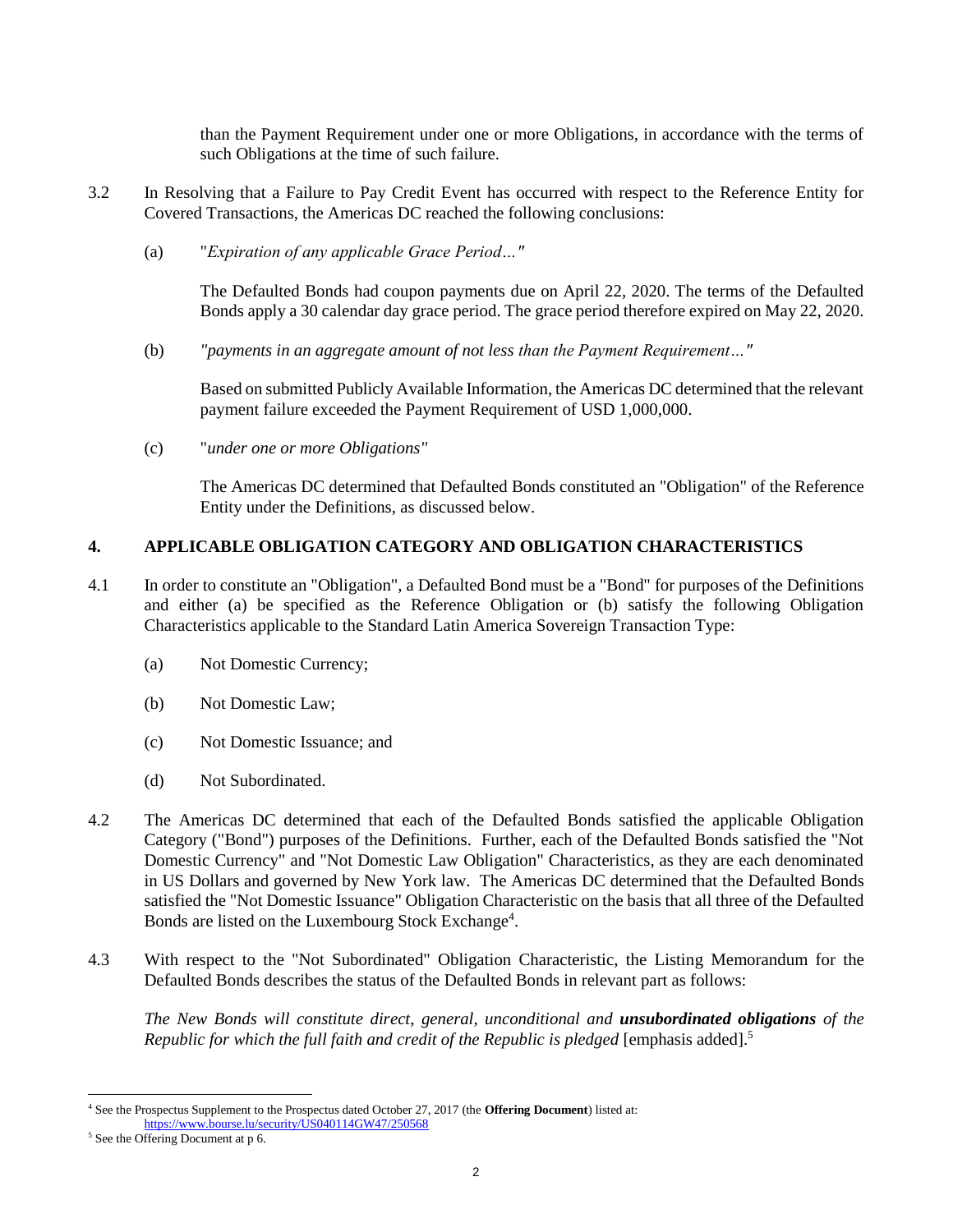than the Payment Requirement under one or more Obligations, in accordance with the terms of such Obligations at the time of such failure.

3.2 In Resolving that a Failure to Pay Credit Event has occurred with respect to the Reference Entity for Covered Transactions, the Americas DC reached the following conclusions:

(a) "*Expiration of any applicable Grace Period…"*

The Defaulted Bonds had coupon payments due on April 22, 2020. The terms of the Defaulted Bonds apply a 30 calendar day grace period. The grace period therefore expired on May 22, 2020.

(b) *"payments in an aggregate amount of not less than the Payment Requirement…"*

Based on submitted Publicly Available Information, the Americas DC determined that the relevant payment failure exceeded the Payment Requirement of USD 1,000,000.

(c) "*under one or more Obligations"*

The Americas DC determined that Defaulted Bonds constituted an "Obligation" of the Reference Entity under the Definitions, as discussed below.

## 4. APPLICABLE OBLIGATION CATEGORY AND OBLIGATION CHARACTERISTICS

4.1 In order to constitute an "Obligation", a Defaulted Bond must be a "Bond" for purposes of the Definitions and either (a) be specified as the Reference Obligation or (b) satisfy the following Obligation Characteristics applicable to the Standard Latin America Sovereign Transaction Type:

(a) Not Domestic Currency;

(b) Not Domestic Law;

(c) Not Domestic Issuance; and

(d) Not Subordinated.

4.2 The Americas DC determined that each of the Defaulted Bonds satisfied the applicable Obligation Category ("Bond") purposes of the Definitions. Further, each of the Defaulted Bonds satisfied the "Not Domestic Currency" and "Not Domestic Law Obligation" Characteristics, as they are each denominated in US Dollars and governed by New York law. The Americas DC determined that the Defaulted Bonds satisfied the "Not Domestic Issuance" Obligation Characteristic on the basis that all three of the Defaulted Bonds are listed on the Luxembourg Stock Exchange[4].

4.3 With respect to the "Not Subordinated" Obligation Characteristic, the Listing Memorandum for the Defaulted Bonds describes the status of the Defaulted Bonds in relevant part as follows:

*The New Bonds will constitute direct, general, unconditional and* ***unsubordinated obligations*** *of the Republic for which the full faith and credit of the Republic is pledged* [emphasis added].[5]

---

[4] See the Prospectus Supplement to the Prospectus dated October 27, 2017 (the **Offering Document**) listed at: https://www.bourse.lu/security/US040114GW47/250568

[5] See the Offering Document at p 6.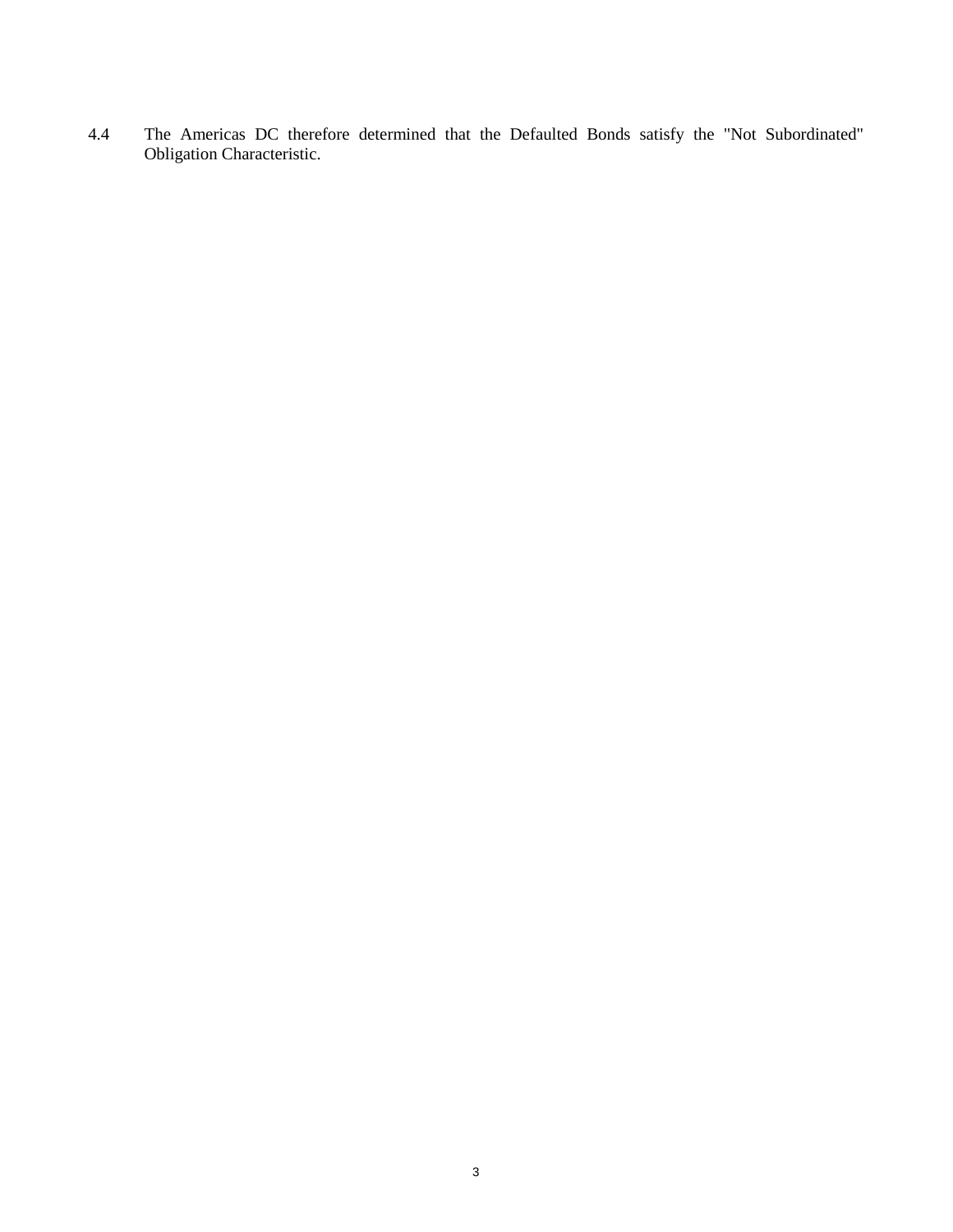4.4 The Americas DC therefore determined that the Defaulted Bonds satisfy the "Not Subordinated" Obligation Characteristic.